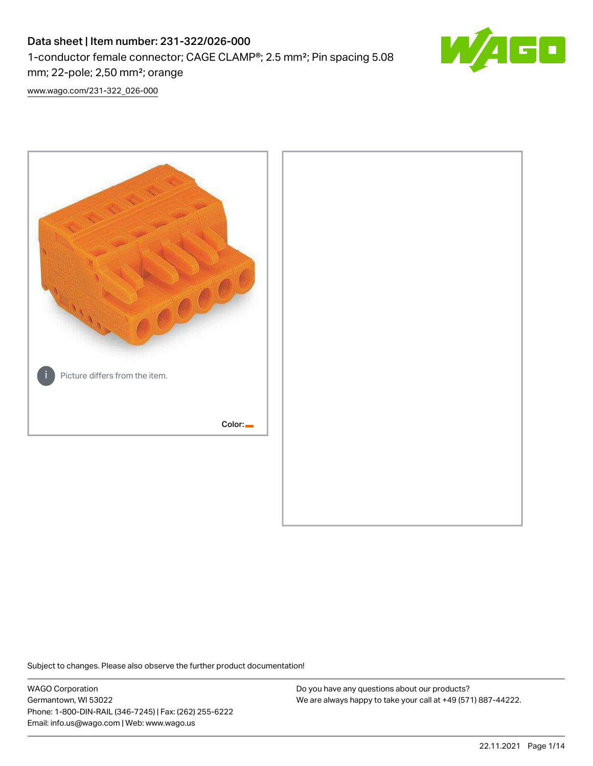# Data sheet | Item number: 231-322/026-000

1-conductor female connector; CAGE CLAMP®; 2.5 mm²; Pin spacing 5.08 mm; 22-pole; 2,50 mm²; orange

www.wago.com/231-322_026-000

Picture differs from the item.

Color:

Subject to changes. Please also observe the further product documentation!

WAGO Corporation
Germantown, WI 53022
Phone: 1-800-DIN-RAIL (346-7245) | Fax: (262) 255-6222
Email: info.us@wago.com | Web: www.wago.us

Do you have any questions about our products?
We are always happy to take your call at +49 (571) 887-44222.

22.11.2021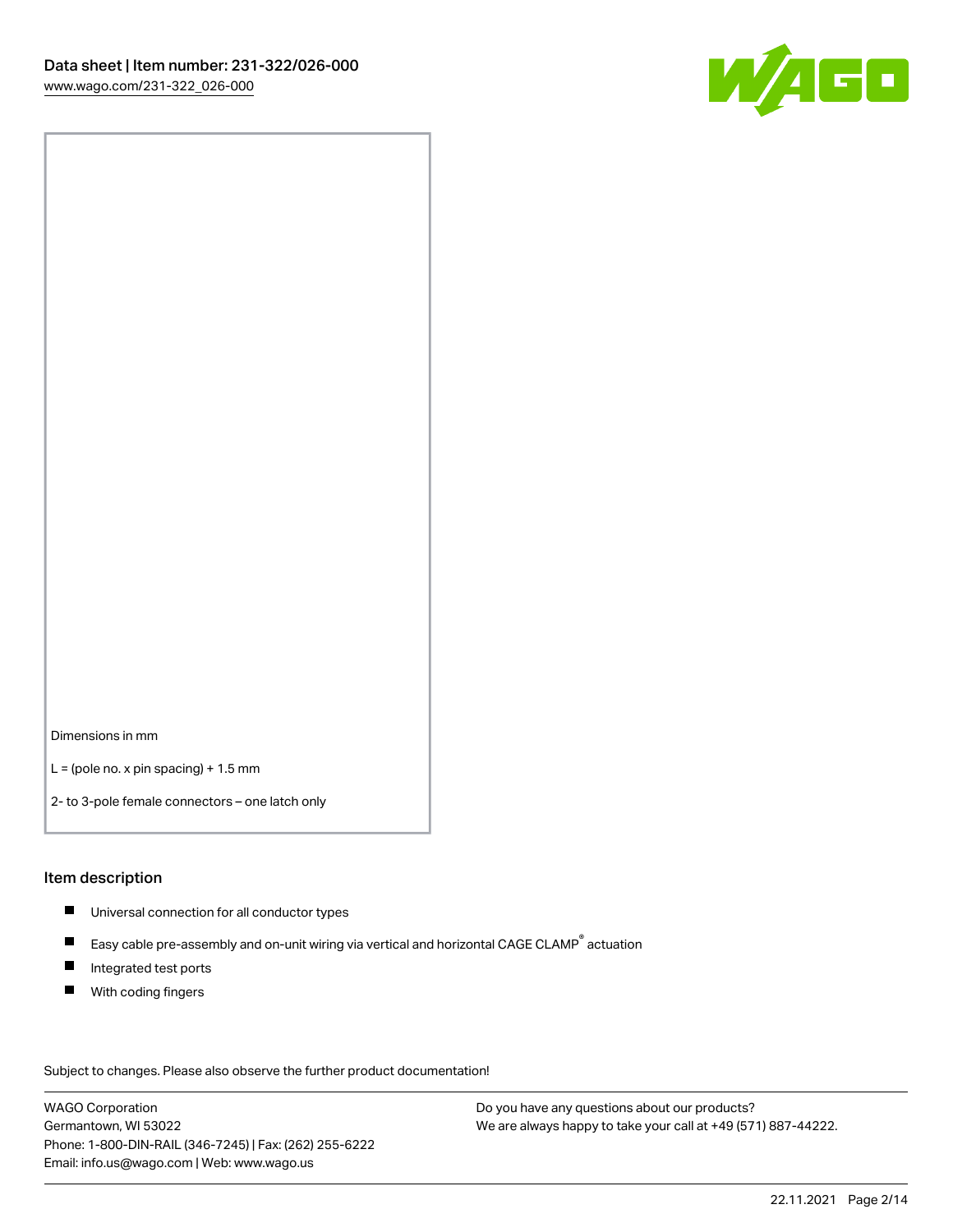Dimensions in mm

L = (pole no. x pin spacing) + 1.5 mm

2- to 3-pole female connectors – one latch only

## Item description

- Universal connection for all conductor types
- Easy cable pre-assembly and on-unit wiring via vertical and horizontal CAGE CLAMP® actuation
- Integrated test ports
- With coding fingers

Subject to changes. Please also observe the further product documentation!

WAGO Corporation
Germantown, WI 53022
Phone: 1-800-DIN-RAIL (346-7245) | Fax: (262) 255-6222
Email: info.us@wago.com | Web: www.wago.us

Do you have any questions about our products?
We are always happy to take your call at +49 (571) 887-44222.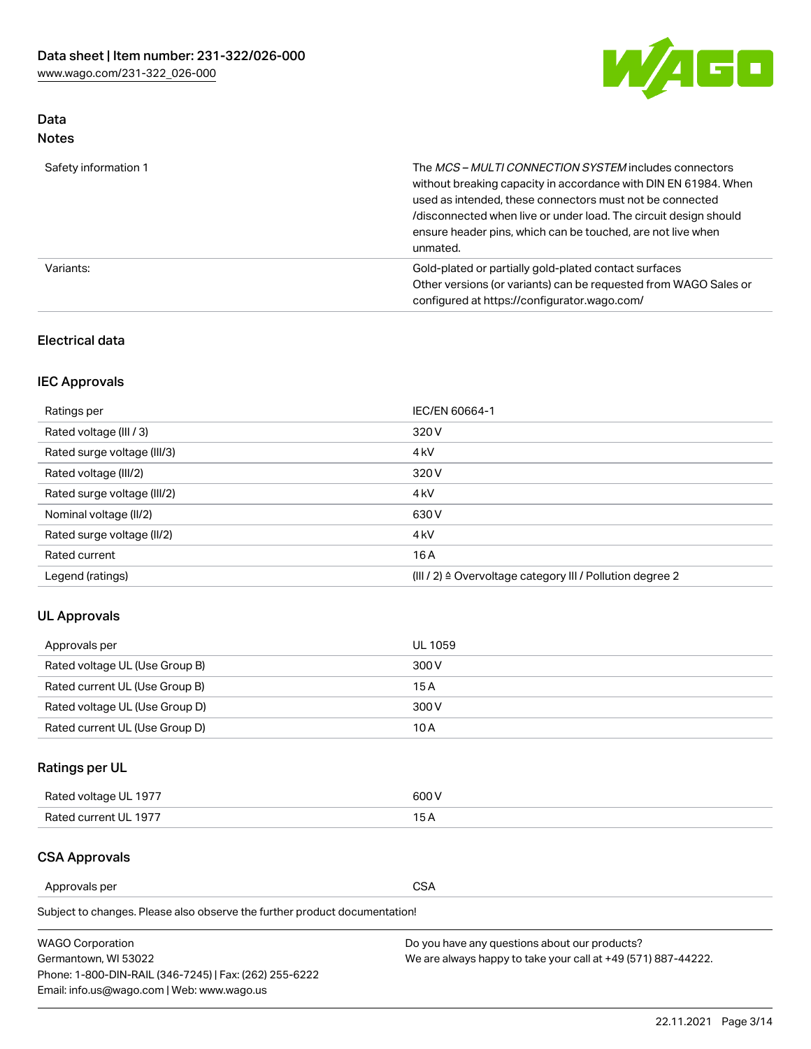## Data
### Notes

| | |
|---|---|
| Safety information 1 | The *MCS – MULTI CONNECTION SYSTEM* includes connectors without breaking capacity in accordance with DIN EN 61984. When used as intended, these connectors must not be connected /disconnected when live or under load. The circuit design should ensure header pins, which can be touched, are not live when unmated. |
| Variants: | Gold-plated or partially gold-plated contact surfaces<br>Other versions (or variants) can be requested from WAGO Sales or configured at https://configurator.wago.com/ |

## Electrical data

### IEC Approvals

| | |
|---|---|
| Ratings per | IEC/EN 60664-1 |
| Rated voltage (III / 3) | 320 V |
| Rated surge voltage (III/3) | 4 kV |
| Rated voltage (III/2) | 320 V |
| Rated surge voltage (III/2) | 4 kV |
| Nominal voltage (II/2) | 630 V |
| Rated surge voltage (II/2) | 4 kV |
| Rated current | 16 A |
| Legend (ratings) | (III / 2) ≙ Overvoltage category III / Pollution degree 2 |

### UL Approvals

| | |
|---|---|
| Approvals per | UL 1059 |
| Rated voltage UL (Use Group B) | 300 V |
| Rated current UL (Use Group B) | 15 A |
| Rated voltage UL (Use Group D) | 300 V |
| Rated current UL (Use Group D) | 10 A |

### Ratings per UL

| | |
|---|---|
| Rated voltage UL 1977 | 600 V |
| Rated current UL 1977 | 15 A |

### CSA Approvals

| | |
|---|---|
| Approvals per | CSA |

Subject to changes. Please also observe the further product documentation!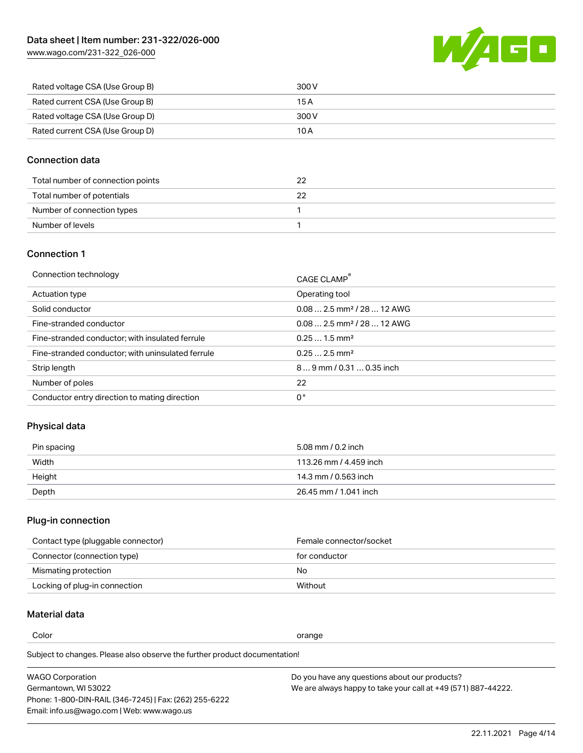| | |
|---|---|
| Rated voltage CSA (Use Group B) | 300 V |
| Rated current CSA (Use Group B) | 15 A |
| Rated voltage CSA (Use Group D) | 300 V |
| Rated current CSA (Use Group D) | 10 A |

## Connection data

| | |
|---|---|
| Total number of connection points | 22 |
| Total number of potentials | 22 |
| Number of connection types | 1 |
| Number of levels | 1 |

## Connection 1

| | |
|---|---|
| Connection technology | CAGE CLAMP® |
| Actuation type | Operating tool |
| Solid conductor | 0.08 … 2.5 mm² / 28 … 12 AWG |
| Fine-stranded conductor | 0.08 … 2.5 mm² / 28 … 12 AWG |
| Fine-stranded conductor; with insulated ferrule | 0.25 … 1.5 mm² |
| Fine-stranded conductor; with uninsulated ferrule | 0.25 … 2.5 mm² |
| Strip length | 8 … 9 mm / 0.31 … 0.35 inch |
| Number of poles | 22 |
| Conductor entry direction to mating direction | 0 ° |

## Physical data

| | |
|---|---|
| Pin spacing | 5.08 mm / 0.2 inch |
| Width | 113.26 mm / 4.459 inch |
| Height | 14.3 mm / 0.563 inch |
| Depth | 26.45 mm / 1.041 inch |

## Plug-in connection

| | |
|---|---|
| Contact type (pluggable connector) | Female connector/socket |
| Connector (connection type) | for conductor |
| Mismating protection | No |
| Locking of plug-in connection | Without |

## Material data

| | |
|---|---|
| Color | orange |

Subject to changes. Please also observe the further product documentation!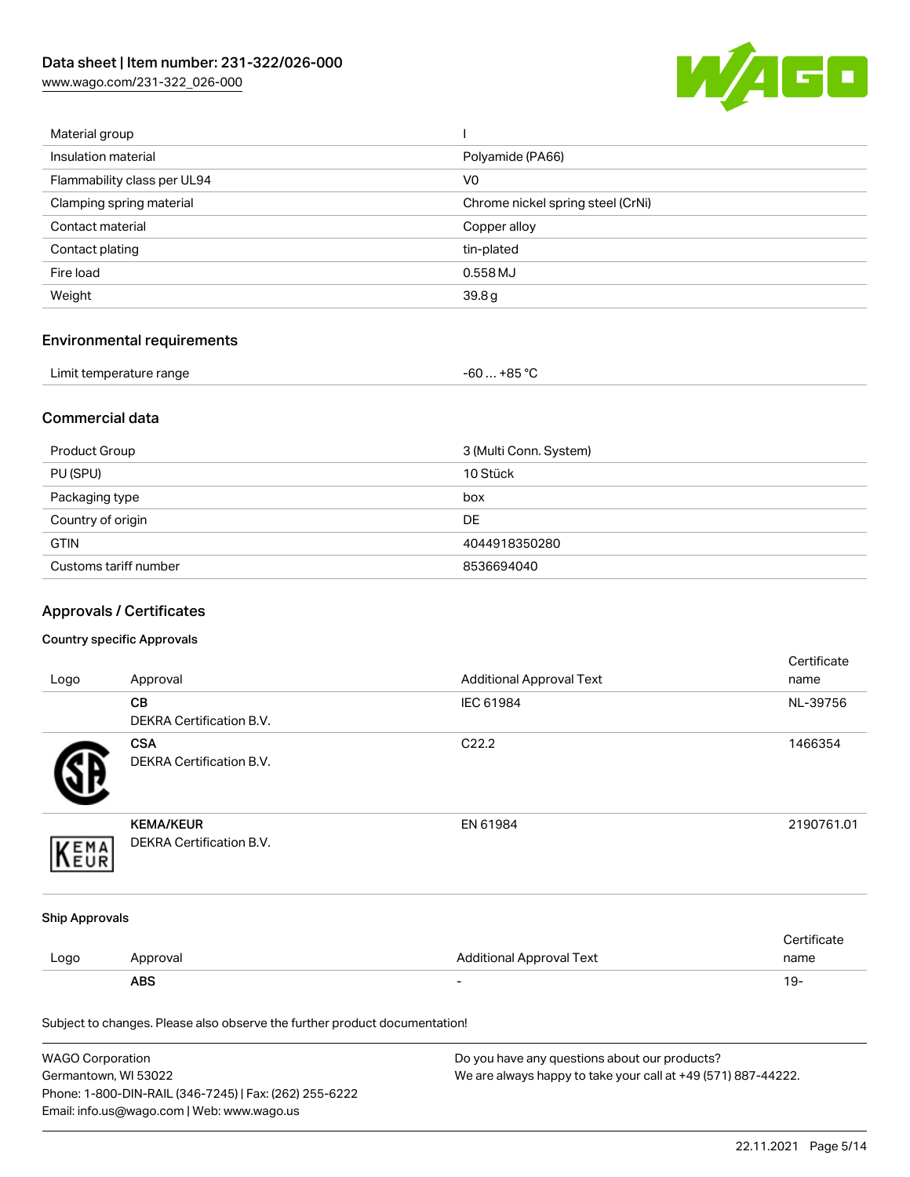| Material group | I |
| --- | --- |
| Insulation material | Polyamide (PA66) |
| Flammability class per UL94 | V0 |
| Clamping spring material | Chrome nickel spring steel (CrNi) |
| Contact material | Copper alloy |
| Contact plating | tin-plated |
| Fire load | 0.558 MJ |
| Weight | 39.8 g |

## Environmental requirements

| Limit temperature range | -60 … +85 °C |
| --- | --- |

## Commercial data

| Product Group | 3 (Multi Conn. System) |
| --- | --- |
| PU (SPU) | 10 Stück |
| Packaging type | box |
| Country of origin | DE |
| GTIN | 4044918350280 |
| Customs tariff number | 8536694040 |

## Approvals / Certificates

### Country specific Approvals

| Logo | Approval | Additional Approval Text | Certificate name |
| --- | --- | --- | --- |
| | **CB** DEKRA Certification B.V. | IEC 61984 | NL-39756 |
| | **CSA** DEKRA Certification B.V. | C22.2 | 1466354 |
| | **KEMA/KEUR** DEKRA Certification B.V. | EN 61984 | 2190761.01 |

### Ship Approvals

| Logo | Approval | Additional Approval Text | Certificate name |
| --- | --- | --- | --- |
| | **ABS** | - | 19- |

Subject to changes. Please also observe the further product documentation!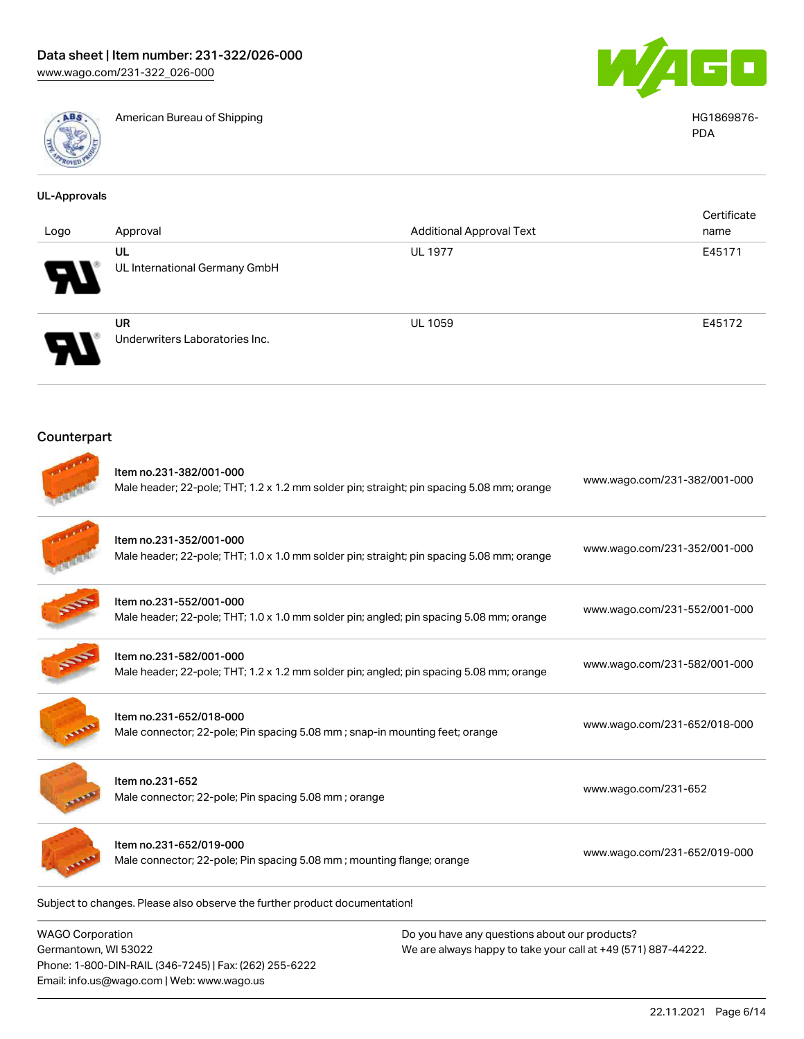| | | |
|---|---|---|
| | American Bureau of Shipping | HG1869876-PDA |

## UL-Approvals

| Logo | Approval | Additional Approval Text | Certificate name |
|---|---|---|---|
| | **UL** UL International Germany GmbH | UL 1977 | E45171 |
| | **UR** Underwriters Laboratories Inc. | UL 1059 | E45172 |

## Counterpart

| | | |
|---|---|---|
| | Item no.231-382/001-000 Male header; 22-pole; THT; 1.2 x 1.2 mm solder pin; straight; pin spacing 5.08 mm; orange | www.wago.com/231-382/001-000 |
| | Item no.231-352/001-000 Male header; 22-pole; THT; 1.0 x 1.0 mm solder pin; straight; pin spacing 5.08 mm; orange | www.wago.com/231-352/001-000 |
| | Item no.231-552/001-000 Male header; 22-pole; THT; 1.0 x 1.0 mm solder pin; angled; pin spacing 5.08 mm; orange | www.wago.com/231-552/001-000 |
| | Item no.231-582/001-000 Male header; 22-pole; THT; 1.2 x 1.2 mm solder pin; angled; pin spacing 5.08 mm; orange | www.wago.com/231-582/001-000 |
| | Item no.231-652/018-000 Male connector; 22-pole; Pin spacing 5.08 mm ; snap-in mounting feet; orange | www.wago.com/231-652/018-000 |
| | Item no.231-652 Male connector; 22-pole; Pin spacing 5.08 mm ; orange | www.wago.com/231-652 |
| | Item no.231-652/019-000 Male connector; 22-pole; Pin spacing 5.08 mm ; mounting flange; orange | www.wago.com/231-652/019-000 |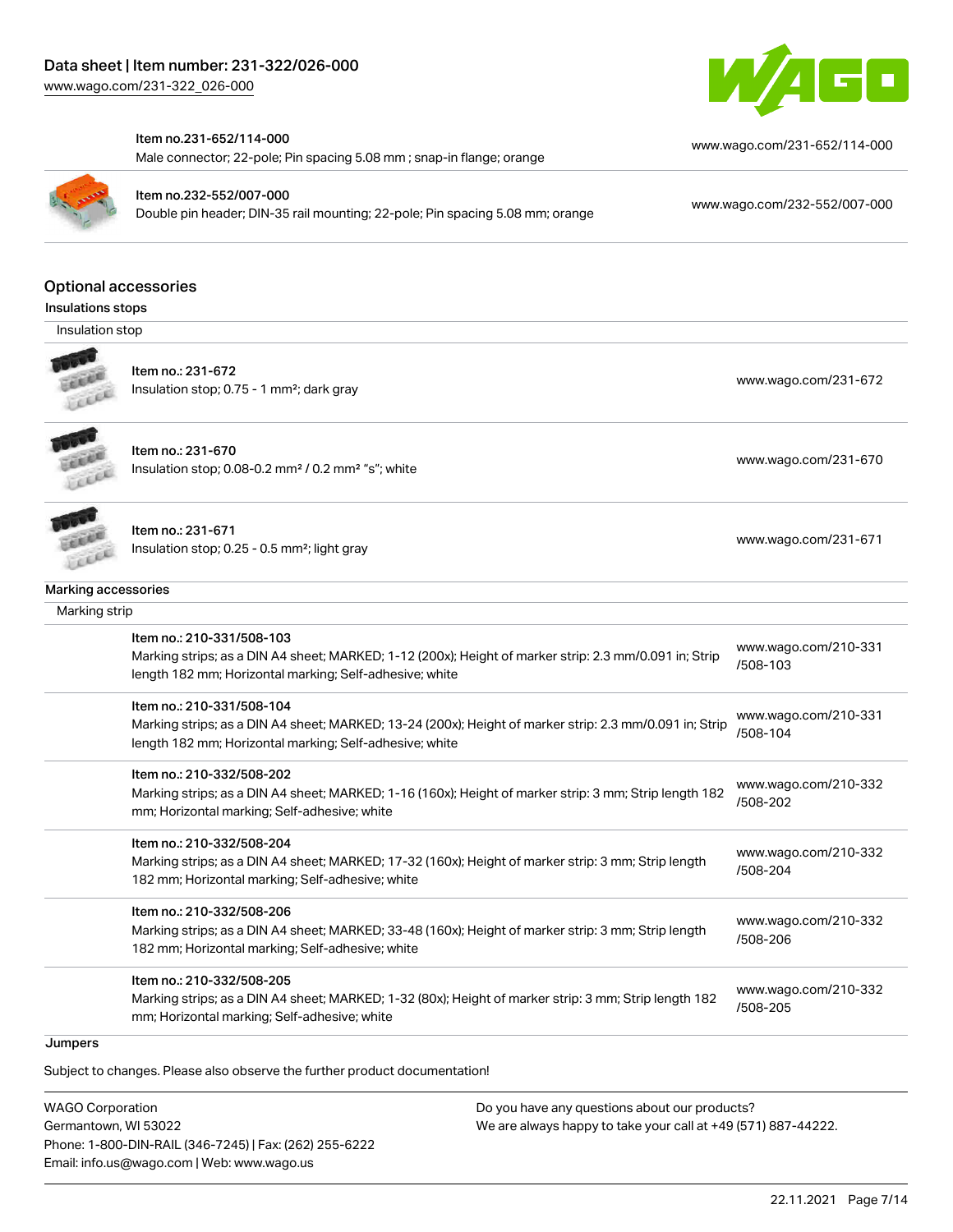| | | |
|---|---|---|
| | Item no.231-652/114-000<br>Male connector; 22-pole; Pin spacing 5.08 mm ; snap-in flange; orange | www.wago.com/231-652/114-000 |
| | Item no.232-552/007-000<br>Double pin header; DIN-35 rail mounting; 22-pole; Pin spacing 5.08 mm; orange | www.wago.com/232-552/007-000 |

## Optional accessories

### Insulations stops

Insulation stop

| | | |
|---|---|---|
| | Item no.: 231-672<br>Insulation stop; 0.75 - 1 mm²; dark gray | www.wago.com/231-672 |
| | Item no.: 231-670<br>Insulation stop; 0.08-0.2 mm² / 0.2 mm² "s"; white | www.wago.com/231-670 |
| | Item no.: 231-671<br>Insulation stop; 0.25 - 0.5 mm²; light gray | www.wago.com/231-671 |

### Marking accessories

Marking strip

| | | |
|---|---|---|
| | Item no.: 210-331/508-103<br>Marking strips; as a DIN A4 sheet; MARKED; 1-12 (200x); Height of marker strip: 2.3 mm/0.091 in; Strip length 182 mm; Horizontal marking; Self-adhesive; white | www.wago.com/210-331/508-103 |
| | Item no.: 210-331/508-104<br>Marking strips; as a DIN A4 sheet; MARKED; 13-24 (200x); Height of marker strip: 2.3 mm/0.091 in; Strip length 182 mm; Horizontal marking; Self-adhesive; white | www.wago.com/210-331/508-104 |
| | Item no.: 210-332/508-202<br>Marking strips; as a DIN A4 sheet; MARKED; 1-16 (160x); Height of marker strip: 3 mm; Strip length 182 mm; Horizontal marking; Self-adhesive; white | www.wago.com/210-332/508-202 |
| | Item no.: 210-332/508-204<br>Marking strips; as a DIN A4 sheet; MARKED; 17-32 (160x); Height of marker strip: 3 mm; Strip length 182 mm; Horizontal marking; Self-adhesive; white | www.wago.com/210-332/508-204 |
| | Item no.: 210-332/508-206<br>Marking strips; as a DIN A4 sheet; MARKED; 33-48 (160x); Height of marker strip: 3 mm; Strip length 182 mm; Horizontal marking; Self-adhesive; white | www.wago.com/210-332/508-206 |
| | Item no.: 210-332/508-205<br>Marking strips; as a DIN A4 sheet; MARKED; 1-32 (80x); Height of marker strip: 3 mm; Strip length 182 mm; Horizontal marking; Self-adhesive; white | www.wago.com/210-332/508-205 |

### Jumpers

Subject to changes. Please also observe the further product documentation!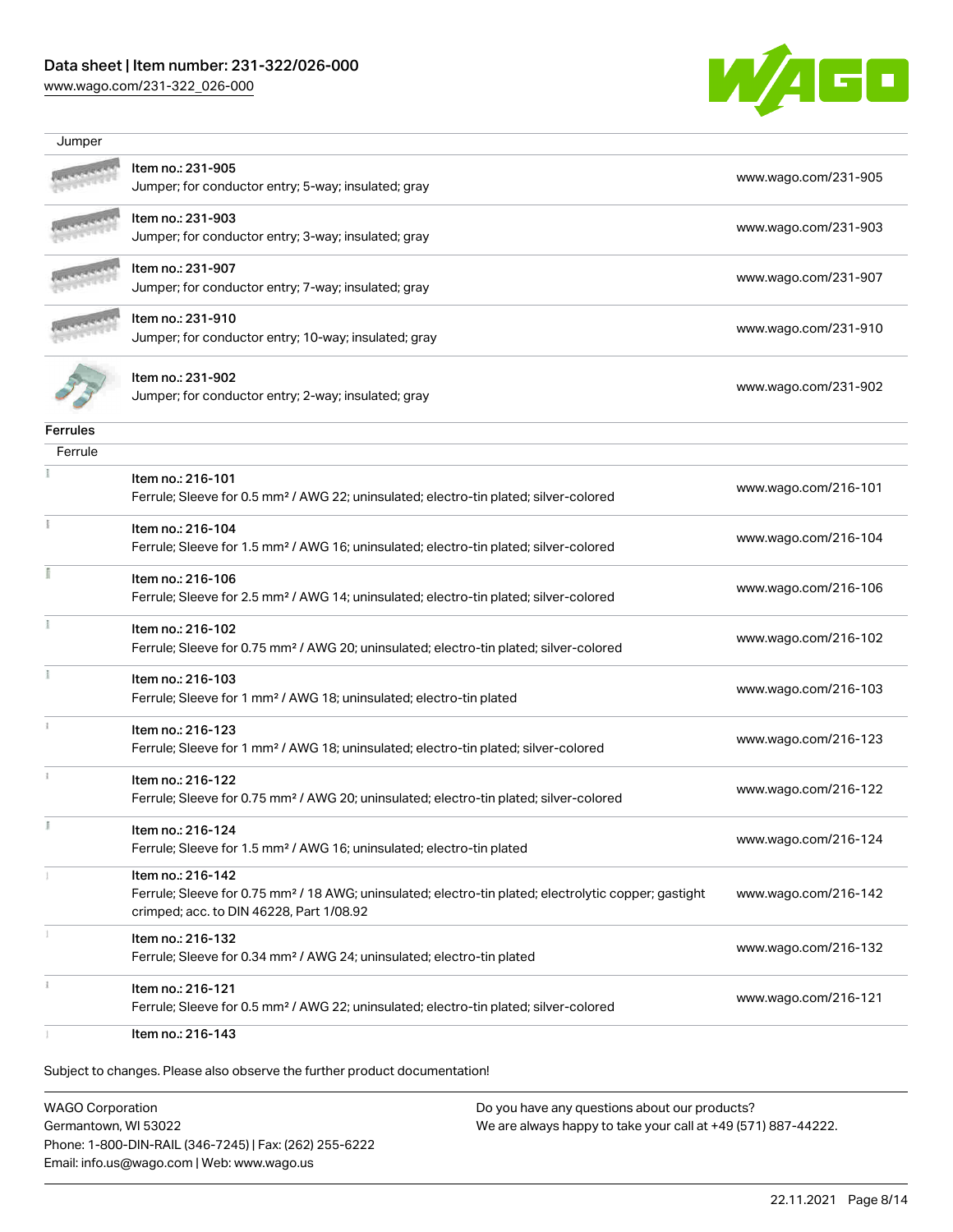### Jumper

| Item | Description | Link |
| --- | --- | --- |
| Item no.: 231-905 | Jumper; for conductor entry; 5-way; insulated; gray | www.wago.com/231-905 |
| Item no.: 231-903 | Jumper; for conductor entry; 3-way; insulated; gray | www.wago.com/231-903 |
| Item no.: 231-907 | Jumper; for conductor entry; 7-way; insulated; gray | www.wago.com/231-907 |
| Item no.: 231-910 | Jumper; for conductor entry; 10-way; insulated; gray | www.wago.com/231-910 |
| Item no.: 231-902 | Jumper; for conductor entry; 2-way; insulated; gray | www.wago.com/231-902 |

## Ferrules

### Ferrule

| Item | Description | Link |
| --- | --- | --- |
| Item no.: 216-101 | Ferrule; Sleeve for 0.5 mm² / AWG 22; uninsulated; electro-tin plated; silver-colored | www.wago.com/216-101 |
| Item no.: 216-104 | Ferrule; Sleeve for 1.5 mm² / AWG 16; uninsulated; electro-tin plated; silver-colored | www.wago.com/216-104 |
| Item no.: 216-106 | Ferrule; Sleeve for 2.5 mm² / AWG 14; uninsulated; electro-tin plated; silver-colored | www.wago.com/216-106 |
| Item no.: 216-102 | Ferrule; Sleeve for 0.75 mm² / AWG 20; uninsulated; electro-tin plated; silver-colored | www.wago.com/216-102 |
| Item no.: 216-103 | Ferrule; Sleeve for 1 mm² / AWG 18; uninsulated; electro-tin plated | www.wago.com/216-103 |
| Item no.: 216-123 | Ferrule; Sleeve for 1 mm² / AWG 18; uninsulated; electro-tin plated; silver-colored | www.wago.com/216-123 |
| Item no.: 216-122 | Ferrule; Sleeve for 0.75 mm² / AWG 20; uninsulated; electro-tin plated; silver-colored | www.wago.com/216-122 |
| Item no.: 216-124 | Ferrule; Sleeve for 1.5 mm² / AWG 16; uninsulated; electro-tin plated | www.wago.com/216-124 |
| Item no.: 216-142 | Ferrule; Sleeve for 0.75 mm² / 18 AWG; uninsulated; electro-tin plated; electrolytic copper; gastight crimped; acc. to DIN 46228, Part 1/08.92 | www.wago.com/216-142 |
| Item no.: 216-132 | Ferrule; Sleeve for 0.34 mm² / AWG 24; uninsulated; electro-tin plated | www.wago.com/216-132 |
| Item no.: 216-121 | Ferrule; Sleeve for 0.5 mm² / AWG 22; uninsulated; electro-tin plated; silver-colored | www.wago.com/216-121 |
| Item no.: 216-143 | | |

Subject to changes. Please also observe the further product documentation!

WAGO Corporation
Germantown, WI 53022
Phone: 1-800-DIN-RAIL (346-7245) | Fax: (262) 255-6222
Email: info.us@wago.com | Web: www.wago.us

Do you have any questions about our products?
We are always happy to take your call at +49 (571) 887-44222.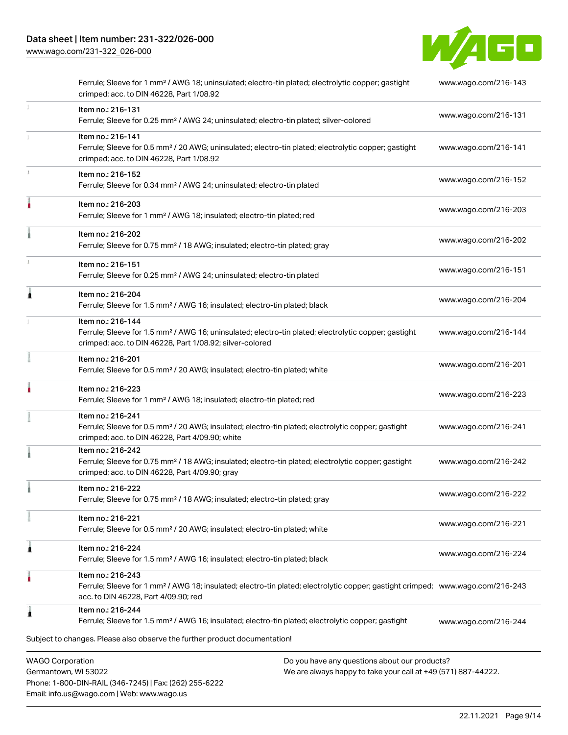| Item | Description | Link |
| --- | --- | --- |
| | Ferrule; Sleeve for 1 mm² / AWG 18; uninsulated; electro-tin plated; electrolytic copper; gastight crimped; acc. to DIN 46228, Part 1/08.92 | www.wago.com/216-143 |
| Item no.: 216-131 | Ferrule; Sleeve for 0.25 mm² / AWG 24; uninsulated; electro-tin plated; silver-colored | www.wago.com/216-131 |
| Item no.: 216-141 | Ferrule; Sleeve for 0.5 mm² / 20 AWG; uninsulated; electro-tin plated; electrolytic copper; gastight crimped; acc. to DIN 46228, Part 1/08.92 | www.wago.com/216-141 |
| Item no.: 216-152 | Ferrule; Sleeve for 0.34 mm² / AWG 24; uninsulated; electro-tin plated | www.wago.com/216-152 |
| Item no.: 216-203 | Ferrule; Sleeve for 1 mm² / AWG 18; insulated; electro-tin plated; red | www.wago.com/216-203 |
| Item no.: 216-202 | Ferrule; Sleeve for 0.75 mm² / 18 AWG; insulated; electro-tin plated; gray | www.wago.com/216-202 |
| Item no.: 216-151 | Ferrule; Sleeve for 0.25 mm² / AWG 24; uninsulated; electro-tin plated | www.wago.com/216-151 |
| Item no.: 216-204 | Ferrule; Sleeve for 1.5 mm² / AWG 16; insulated; electro-tin plated; black | www.wago.com/216-204 |
| Item no.: 216-144 | Ferrule; Sleeve for 1.5 mm² / AWG 16; uninsulated; electro-tin plated; electrolytic copper; gastight crimped; acc. to DIN 46228, Part 1/08.92; silver-colored | www.wago.com/216-144 |
| Item no.: 216-201 | Ferrule; Sleeve for 0.5 mm² / 20 AWG; insulated; electro-tin plated; white | www.wago.com/216-201 |
| Item no.: 216-223 | Ferrule; Sleeve for 1 mm² / AWG 18; insulated; electro-tin plated; red | www.wago.com/216-223 |
| Item no.: 216-241 | Ferrule; Sleeve for 0.5 mm² / 20 AWG; insulated; electro-tin plated; electrolytic copper; gastight crimped; acc. to DIN 46228, Part 4/09.90; white | www.wago.com/216-241 |
| Item no.: 216-242 | Ferrule; Sleeve for 0.75 mm² / 18 AWG; insulated; electro-tin plated; electrolytic copper; gastight crimped; acc. to DIN 46228, Part 4/09.90; gray | www.wago.com/216-242 |
| Item no.: 216-222 | Ferrule; Sleeve for 0.75 mm² / 18 AWG; insulated; electro-tin plated; gray | www.wago.com/216-222 |
| Item no.: 216-221 | Ferrule; Sleeve for 0.5 mm² / 20 AWG; insulated; electro-tin plated; white | www.wago.com/216-221 |
| Item no.: 216-224 | Ferrule; Sleeve for 1.5 mm² / AWG 16; insulated; electro-tin plated; black | www.wago.com/216-224 |
| Item no.: 216-243 | Ferrule; Sleeve for 1 mm² / AWG 18; insulated; electro-tin plated; electrolytic copper; gastight crimped; acc. to DIN 46228, Part 4/09.90; red | www.wago.com/216-243 |
| Item no.: 216-244 | Ferrule; Sleeve for 1.5 mm² / AWG 16; insulated; electro-tin plated; electrolytic copper; gastight | www.wago.com/216-244 |

Subject to changes. Please also observe the further product documentation!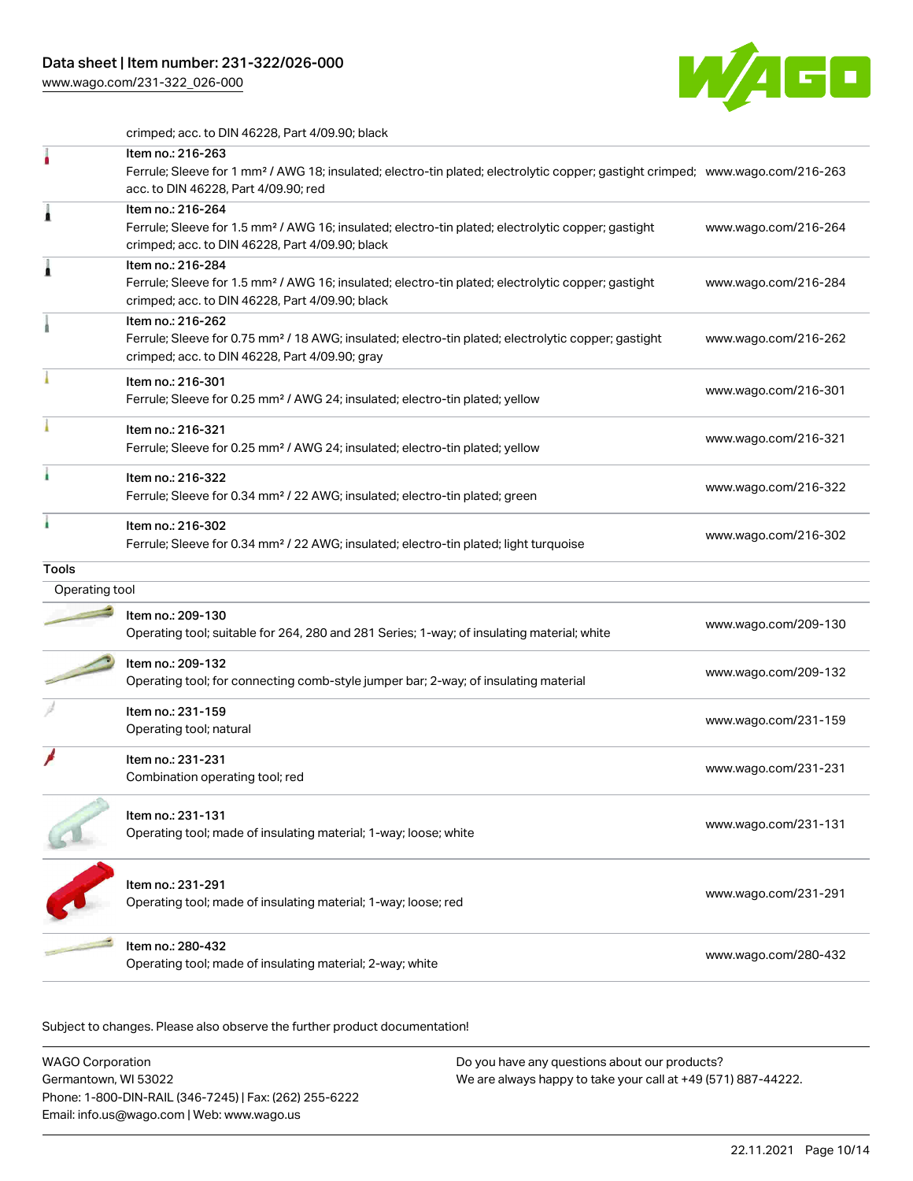crimped; acc. to DIN 46228, Part 4/09.90; black

| | | |
|---|---|---|
| | Item no.: 216-263<br>Ferrule; Sleeve for 1 mm² / AWG 18; insulated; electro-tin plated; electrolytic copper; gastight crimped; acc. to DIN 46228, Part 4/09.90; red | www.wago.com/216-263 |
| | Item no.: 216-264<br>Ferrule; Sleeve for 1.5 mm² / AWG 16; insulated; electro-tin plated; electrolytic copper; gastight crimped; acc. to DIN 46228, Part 4/09.90; black | www.wago.com/216-264 |
| | Item no.: 216-284<br>Ferrule; Sleeve for 1.5 mm² / AWG 16; insulated; electro-tin plated; electrolytic copper; gastight crimped; acc. to DIN 46228, Part 4/09.90; black | www.wago.com/216-284 |
| | Item no.: 216-262<br>Ferrule; Sleeve for 0.75 mm² / 18 AWG; insulated; electro-tin plated; electrolytic copper; gastight crimped; acc. to DIN 46228, Part 4/09.90; gray | www.wago.com/216-262 |
| | Item no.: 216-301<br>Ferrule; Sleeve for 0.25 mm² / AWG 24; insulated; electro-tin plated; yellow | www.wago.com/216-301 |
| | Item no.: 216-321<br>Ferrule; Sleeve for 0.25 mm² / AWG 24; insulated; electro-tin plated; yellow | www.wago.com/216-321 |
| | Item no.: 216-322<br>Ferrule; Sleeve for 0.34 mm² / 22 AWG; insulated; electro-tin plated; green | www.wago.com/216-322 |
| | Item no.: 216-302<br>Ferrule; Sleeve for 0.34 mm² / 22 AWG; insulated; electro-tin plated; light turquoise | www.wago.com/216-302 |

## Tools

### Operating tool

| | | |
|---|---|---|
| | Item no.: 209-130<br>Operating tool; suitable for 264, 280 and 281 Series; 1-way; of insulating material; white | www.wago.com/209-130 |
| | Item no.: 209-132<br>Operating tool; for connecting comb-style jumper bar; 2-way; of insulating material | www.wago.com/209-132 |
| | Item no.: 231-159<br>Operating tool; natural | www.wago.com/231-159 |
| | Item no.: 231-231<br>Combination operating tool; red | www.wago.com/231-231 |
| | Item no.: 231-131<br>Operating tool; made of insulating material; 1-way; loose; white | www.wago.com/231-131 |
| | Item no.: 231-291<br>Operating tool; made of insulating material; 1-way; loose; red | www.wago.com/231-291 |
| | Item no.: 280-432<br>Operating tool; made of insulating material; 2-way; white | www.wago.com/280-432 |

Subject to changes. Please also observe the further product documentation!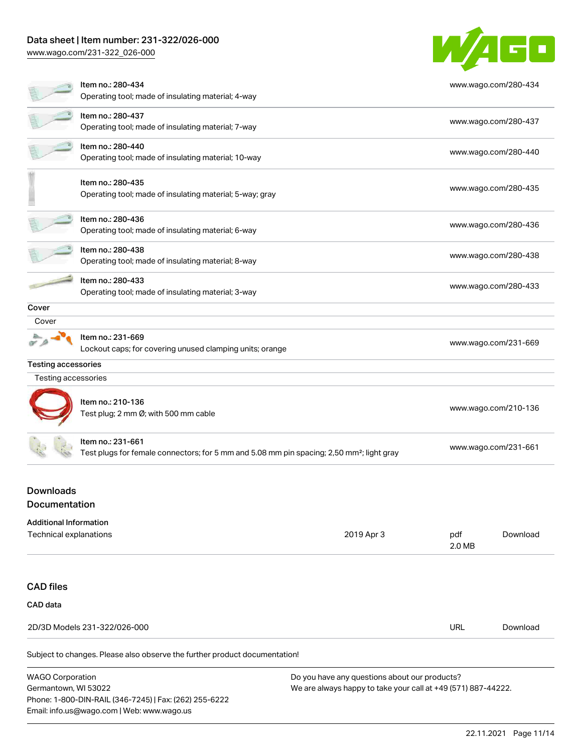| | |
|---|---|
| Item no.: 280-434<br>Operating tool; made of insulating material; 4-way | www.wago.com/280-434 |
| Item no.: 280-437<br>Operating tool; made of insulating material; 7-way | www.wago.com/280-437 |
| Item no.: 280-440<br>Operating tool; made of insulating material; 10-way | www.wago.com/280-440 |
| Item no.: 280-435<br>Operating tool; made of insulating material; 5-way; gray | www.wago.com/280-435 |
| Item no.: 280-436<br>Operating tool; made of insulating material; 6-way | www.wago.com/280-436 |
| Item no.: 280-438<br>Operating tool; made of insulating material; 8-way | www.wago.com/280-438 |
| Item no.: 280-433<br>Operating tool; made of insulating material; 3-way | www.wago.com/280-433 |

**Cover**

Cover

| | |
|---|---|
| Item no.: 231-669<br>Lockout caps; for covering unused clamping units; orange | www.wago.com/231-669 |

**Testing accessories**

Testing accessories

| | |
|---|---|
| Item no.: 210-136<br>Test plug; 2 mm Ø; with 500 mm cable | www.wago.com/210-136 |
| Item no.: 231-661<br>Test plugs for female connectors; for 5 mm and 5.08 mm pin spacing; 2,50 mm²; light gray | www.wago.com/231-661 |

## Downloads

## Documentation

**Additional Information**

| | | | |
|---|---|---|---|
| Technical explanations | 2019 Apr 3 | pdf<br>2.0 MB | Download |

## CAD files

**CAD data**

| | | |
|---|---|---|
| 2D/3D Models 231-322/026-000 | URL | Download |

Subject to changes. Please also observe the further product documentation!

WAGO Corporation
Germantown, WI 53022
Phone: 1-800-DIN-RAIL (346-7245) | Fax: (262) 255-6222
Email: info.us@wago.com | Web: www.wago.us

Do you have any questions about our products?
We are always happy to take your call at +49 (571) 887-44222.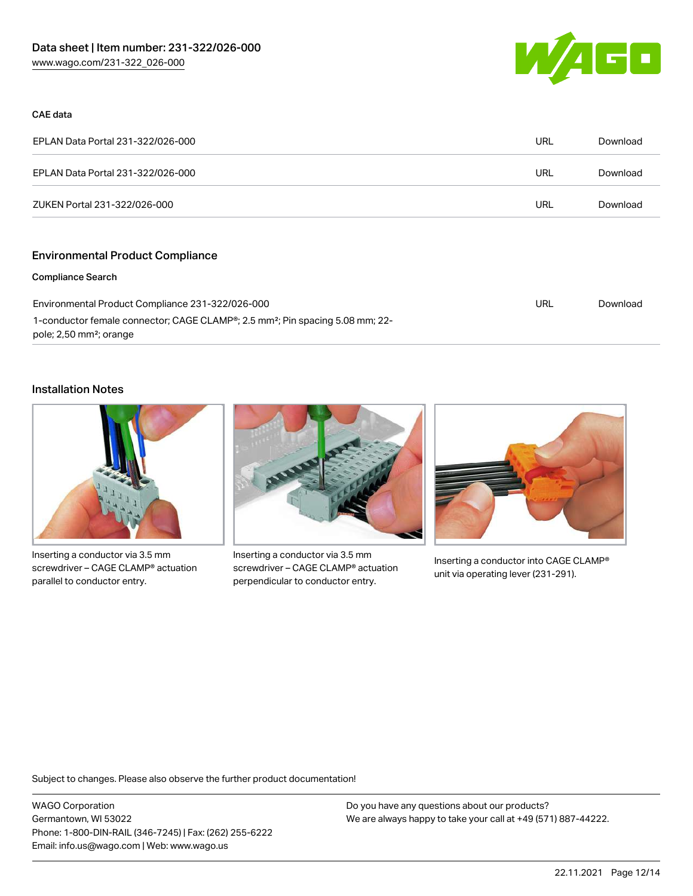### CAE data

| | | |
|---|---|---|
| EPLAN Data Portal 231-322/026-000 | URL | Download |
| EPLAN Data Portal 231-322/026-000 | URL | Download |
| ZUKEN Portal 231-322/026-000 | URL | Download |

## Environmental Product Compliance

### Compliance Search

| | | |
|---|---|---|
| Environmental Product Compliance 231-322/026-000<br>1-conductor female connector; CAGE CLAMP®; 2.5 mm²; Pin spacing 5.08 mm; 22-pole; 2,50 mm²; orange | URL | Download |

## Installation Notes

Inserting a conductor via 3.5 mm screwdriver – CAGE CLAMP® actuation parallel to conductor entry.

Inserting a conductor via 3.5 mm screwdriver – CAGE CLAMP® actuation perpendicular to conductor entry.

Inserting a conductor into CAGE CLAMP® unit via operating lever (231-291).

Subject to changes. Please also observe the further product documentation!

WAGO Corporation
Germantown, WI 53022
Phone: 1-800-DIN-RAIL (346-7245) | Fax: (262) 255-6222
Email: info.us@wago.com | Web: www.wago.us

Do you have any questions about our products?
We are always happy to take your call at +49 (571) 887-44222.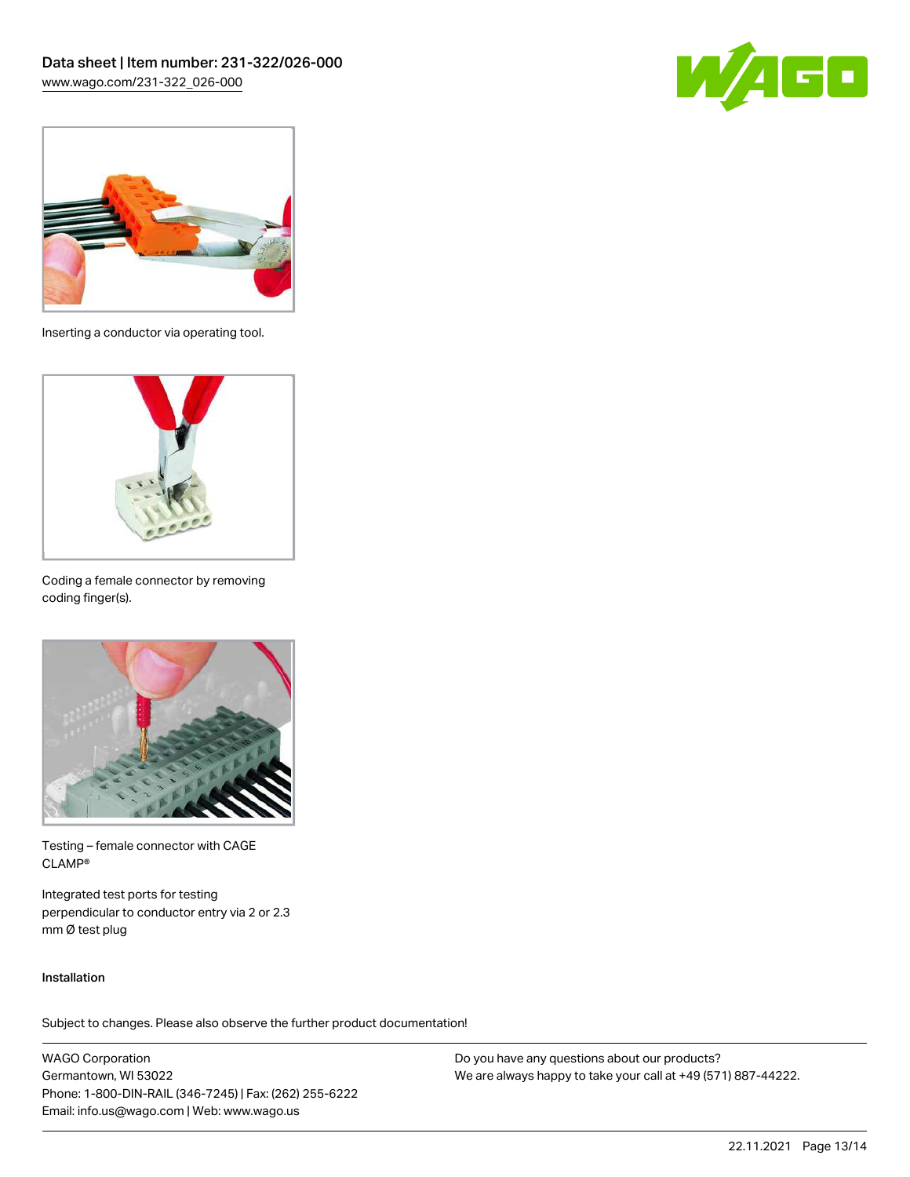Inserting a conductor via operating tool.

Coding a female connector by removing coding finger(s).

Testing – female connector with CAGE CLAMP®

Integrated test ports for testing perpendicular to conductor entry via 2 or 2.3 mm Ø test plug

## Installation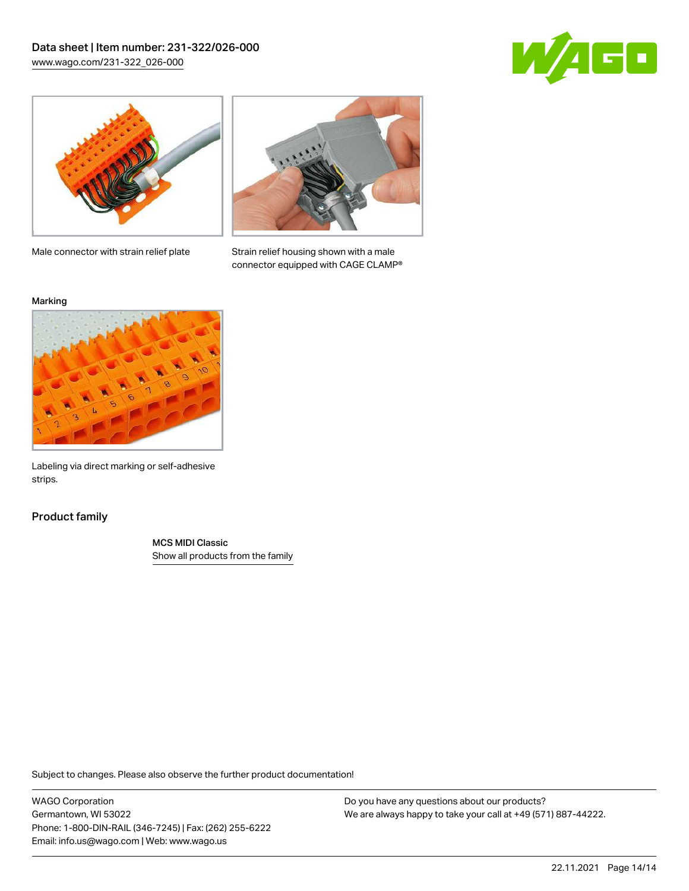Male connector with strain relief plate

Strain relief housing shown with a male connector equipped with CAGE CLAMP®

Marking

Labeling via direct marking or self-adhesive strips.

## Product family

MCS MIDI Classic
Show all products from the family

Subject to changes. Please also observe the further product documentation!

WAGO Corporation
Germantown, WI 53022
Phone: 1-800-DIN-RAIL (346-7245) | Fax: (262) 255-6222
Email: info.us@wago.com | Web: www.wago.us

Do you have any questions about our products?
We are always happy to take your call at +49 (571) 887-44222.